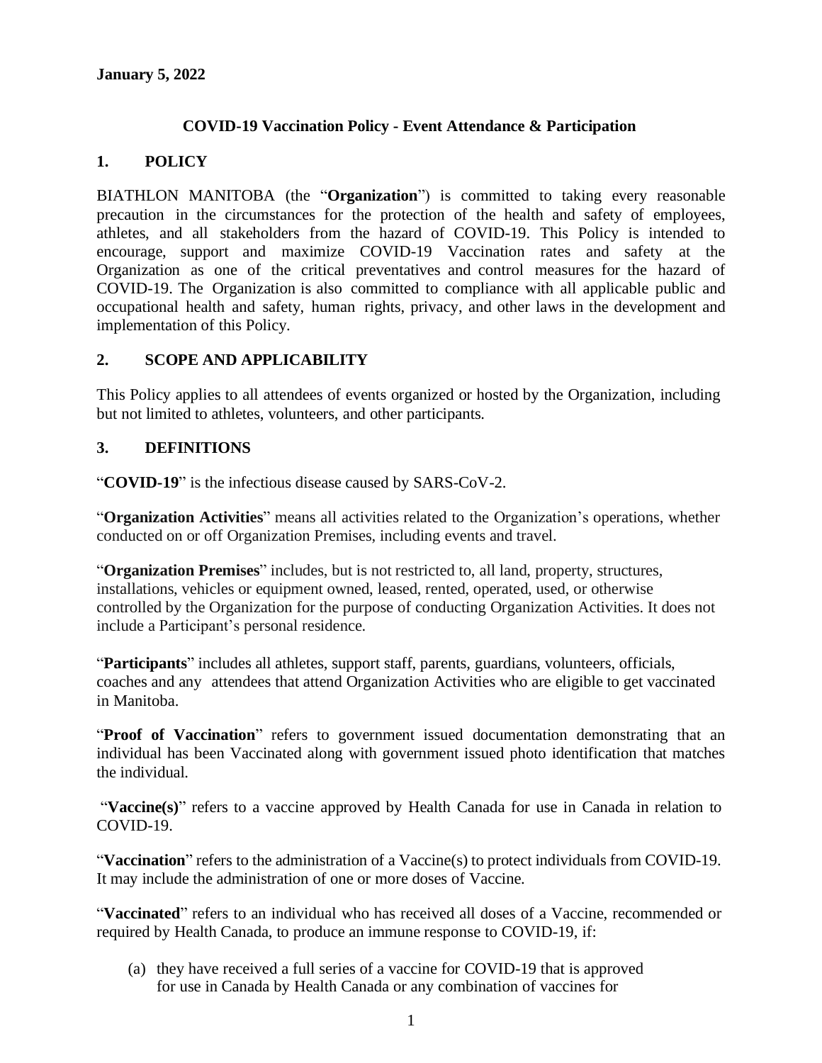**January 5, 2022**

## COVID-19 Vaccination Policy - Event Attendance & Participation

### 1. POLICY

BIATHLON MANITOBA (the "**Organization**") is committed to taking every reasonable precaution in the circumstances for the protection of the health and safety of employees, athletes, and all stakeholders from the hazard of COVID-19. This Policy is intended to encourage, support and maximize COVID-19 Vaccination rates and safety at the Organization as one of the critical preventatives and control measures for the hazard of COVID-19. The Organization is also committed to compliance with all applicable public and occupational health and safety, human rights, privacy, and other laws in the development and implementation of this Policy.

### 2. SCOPE AND APPLICABILITY

This Policy applies to all attendees of events organized or hosted by the Organization, including but not limited to athletes, volunteers, and other participants.

### 3. DEFINITIONS

"**COVID-19**" is the infectious disease caused by SARS-CoV-2.

"**Organization Activities**" means all activities related to the Organization's operations, whether conducted on or off Organization Premises, including events and travel.

"**Organization Premises**" includes, but is not restricted to, all land, property, structures, installations, vehicles or equipment owned, leased, rented, operated, used, or otherwise controlled by the Organization for the purpose of conducting Organization Activities. It does not include a Participant's personal residence.

"**Participants**" includes all athletes, support staff, parents, guardians, volunteers, officials, coaches and any attendees that attend Organization Activities who are eligible to get vaccinated in Manitoba.

"**Proof of Vaccination**" refers to government issued documentation demonstrating that an individual has been Vaccinated along with government issued photo identification that matches the individual.

"**Vaccine(s)**" refers to a vaccine approved by Health Canada for use in Canada in relation to COVID-19.

"**Vaccination**" refers to the administration of a Vaccine(s) to protect individuals from COVID-19. It may include the administration of one or more doses of Vaccine.

"**Vaccinated**" refers to an individual who has received all doses of a Vaccine, recommended or required by Health Canada, to produce an immune response to COVID-19, if:

(a) they have received a full series of a vaccine for COVID-19 that is approved for use in Canada by Health Canada or any combination of vaccines for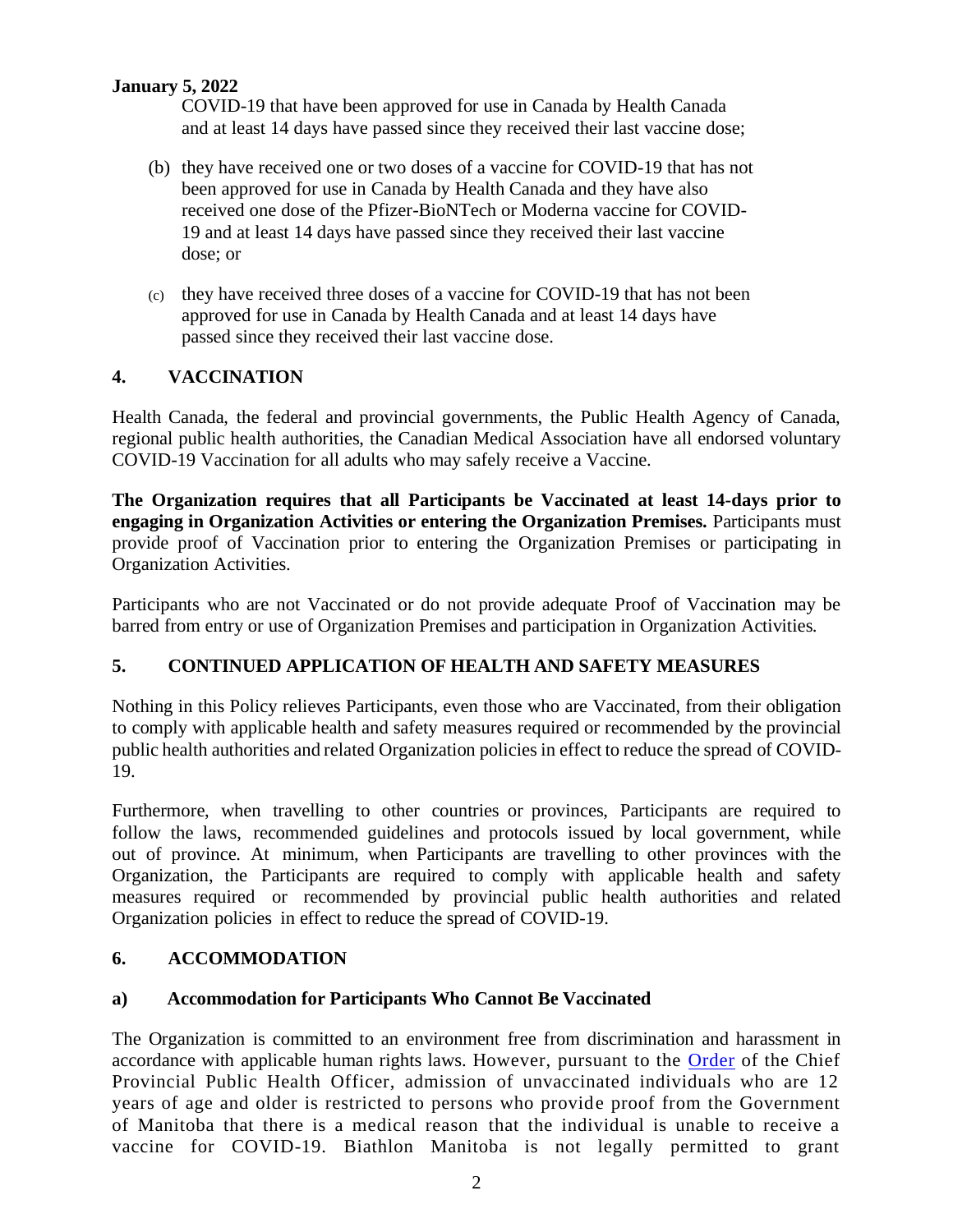COVID-19 that have been approved for use in Canada by Health Canada and at least 14 days have passed since they received their last vaccine dose;

(b) they have received one or two doses of a vaccine for COVID-19 that has not been approved for use in Canada by Health Canada and they have also received one dose of the Pfizer-BioNTech or Moderna vaccine for COVID-19 and at least 14 days have passed since they received their last vaccine dose; or

(c) they have received three doses of a vaccine for COVID-19 that has not been approved for use in Canada by Health Canada and at least 14 days have passed since they received their last vaccine dose.

## 4. VACCINATION

Health Canada, the federal and provincial governments, the Public Health Agency of Canada, regional public health authorities, the Canadian Medical Association have all endorsed voluntary COVID-19 Vaccination for all adults who may safely receive a Vaccine.

**The Organization requires that all Participants be Vaccinated at least 14-days prior to engaging in Organization Activities or entering the Organization Premises.** Participants must provide proof of Vaccination prior to entering the Organization Premises or participating in Organization Activities.

Participants who are not Vaccinated or do not provide adequate Proof of Vaccination may be barred from entry or use of Organization Premises and participation in Organization Activities.

## 5. CONTINUED APPLICATION OF HEALTH AND SAFETY MEASURES

Nothing in this Policy relieves Participants, even those who are Vaccinated, from their obligation to comply with applicable health and safety measures required or recommended by the provincial public health authorities and related Organization policies in effect to reduce the spread of COVID-19.

Furthermore, when travelling to other countries or provinces, Participants are required to follow the laws, recommended guidelines and protocols issued by local government, while out of province. At minimum, when Participants are travelling to other provinces with the Organization, the Participants are required to comply with applicable health and safety measures required or recommended by provincial public health authorities and related Organization policies in effect to reduce the spread of COVID-19.

## 6. ACCOMMODATION

### a) Accommodation for Participants Who Cannot Be Vaccinated

The Organization is committed to an environment free from discrimination and harassment in accordance with applicable human rights laws. However, pursuant to the Order of the Chief Provincial Public Health Officer, admission of unvaccinated individuals who are 12 years of age and older is restricted to persons who provide proof from the Government of Manitoba that there is a medical reason that the individual is unable to receive a vaccine for COVID-19. Biathlon Manitoba is not legally permitted to grant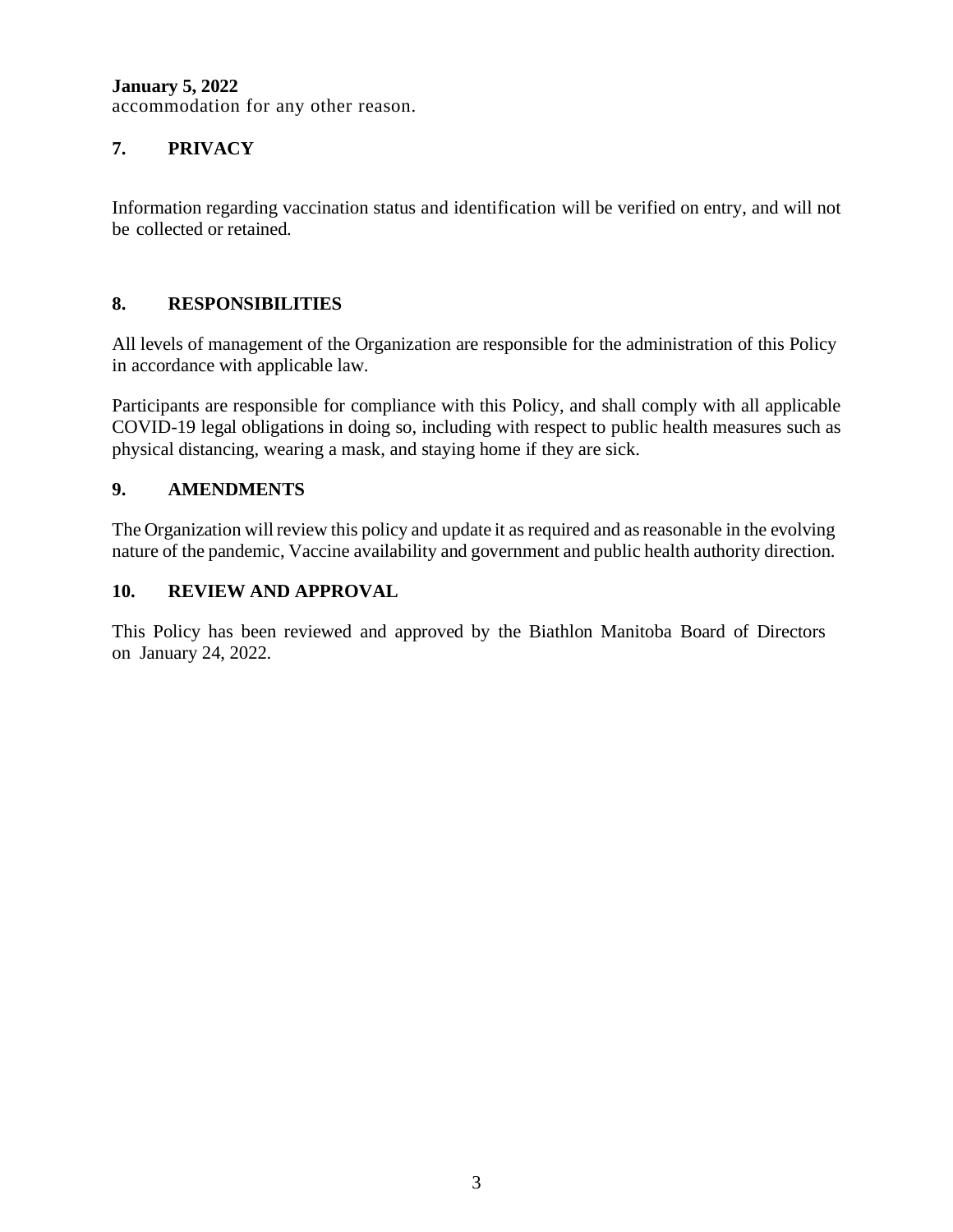**January 5, 2022**

accommodation for any other reason.

## 7. PRIVACY

Information regarding vaccination status and identification will be verified on entry, and will not be collected or retained.

## 8. RESPONSIBILITIES

All levels of management of the Organization are responsible for the administration of this Policy in accordance with applicable law.

Participants are responsible for compliance with this Policy, and shall comply with all applicable COVID-19 legal obligations in doing so, including with respect to public health measures such as physical distancing, wearing a mask, and staying home if they are sick.

## 9. AMENDMENTS

The Organization will review this policy and update it as required and as reasonable in the evolving nature of the pandemic, Vaccine availability and government and public health authority direction.

## 10. REVIEW AND APPROVAL

This Policy has been reviewed and approved by the Biathlon Manitoba Board of Directors on January 24, 2022.